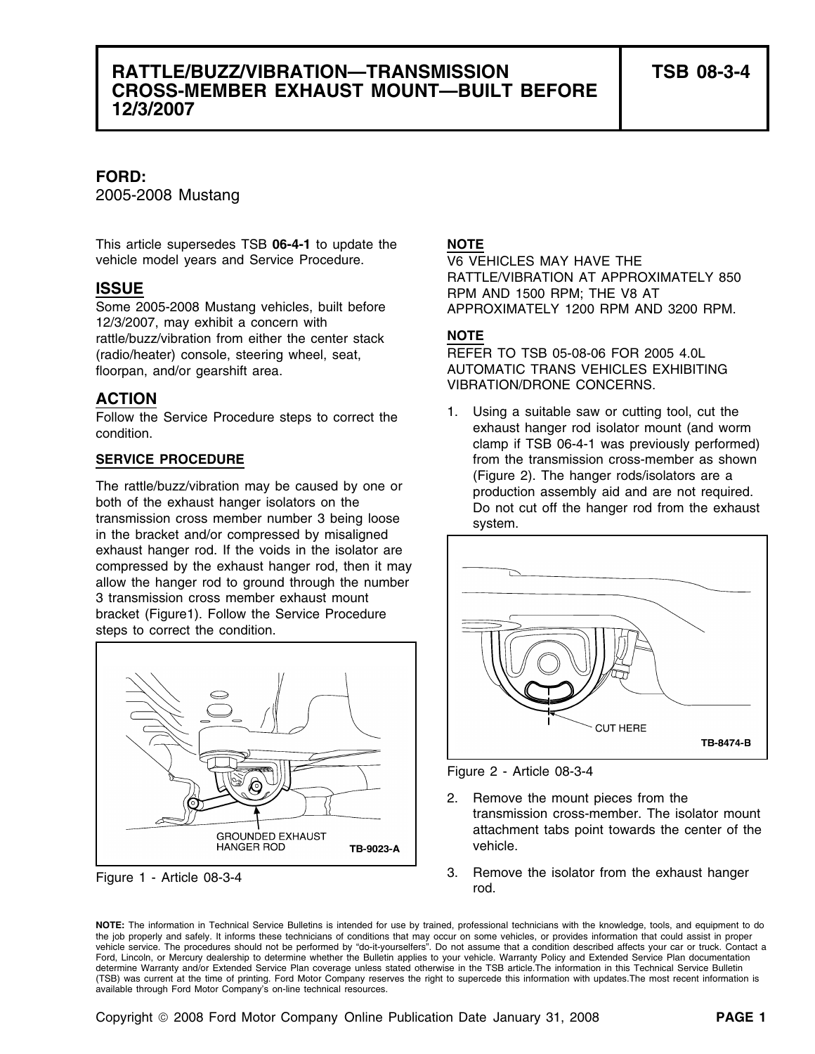# RATTLE/BUZZ/VIBRATION—TRANSMISSION CROSS-MEMBER EXHAUST MOUNT—BUILT BEFORE 12/3/2007

**TSB 08-3-4**

**FORD:**
2005-2008 Mustang

This article supersedes TSB **06-4-1** to update the vehicle model years and Service Procedure.

## ISSUE

Some 2005-2008 Mustang vehicles, built before 12/3/2007, may exhibit a concern with rattle/buzz/vibration from either the center stack (radio/heater) console, steering wheel, seat, floorpan, and/or gearshift area.

## ACTION

Follow the Service Procedure steps to correct the condition.

### SERVICE PROCEDURE

The rattle/buzz/vibration may be caused by one or both of the exhaust hanger isolators on the transmission cross member number 3 being loose in the bracket and/or compressed by misaligned exhaust hanger rod. If the voids in the isolator are compressed by the exhaust hanger rod, then it may allow the hanger rod to ground through the number 3 transmission cross member exhaust mount bracket (Figure1). Follow the Service Procedure steps to correct the condition.

GROUNDED EXHAUST HANGER ROD TB-9023-A

Figure 1 - Article 08-3-4

**NOTE**
V6 VEHICLES MAY HAVE THE RATTLE/VIBRATION AT APPROXIMATELY 850 RPM AND 1500 RPM; THE V8 AT APPROXIMATELY 1200 RPM AND 3200 RPM.

**NOTE**
REFER TO TSB 05-08-06 FOR 2005 4.0L AUTOMATIC TRANS VEHICLES EXHIBITING VIBRATION/DRONE CONCERNS.

1. Using a suitable saw or cutting tool, cut the exhaust hanger rod isolator mount (and worm clamp if TSB 06-4-1 was previously performed) from the transmission cross-member as shown (Figure 2). The hanger rods/isolators are a production assembly aid and are not required. Do not cut off the hanger rod from the exhaust system.

CUT HERE TB-8474-B

Figure 2 - Article 08-3-4

2. Remove the mount pieces from the transmission cross-member. The isolator mount attachment tabs point towards the center of the vehicle.
3. Remove the isolator from the exhaust hanger rod.

**NOTE:** The information in Technical Service Bulletins is intended for use by trained, professional technicians with the knowledge, tools, and equipment to do the job properly and safely. It informs these technicians of conditions that may occur on some vehicles, or provides information that could assist in proper vehicle service. The procedures should not be performed by "do-it-yourselfers". Do not assume that a condition described affects your car or truck. Contact a Ford, Lincoln, or Mercury dealership to determine whether the Bulletin applies to your vehicle. Warranty Policy and Extended Service Plan documentation determine Warranty and/or Extended Service Plan coverage unless stated otherwise in the TSB article.The information in this Technical Service Bulletin (TSB) was current at the time of printing. Ford Motor Company reserves the right to supercede this information with updates.The most recent information is available through Ford Motor Company's on-line technical resources.

Copyright © 2008 Ford Motor Company Online Publication Date January 31, 2008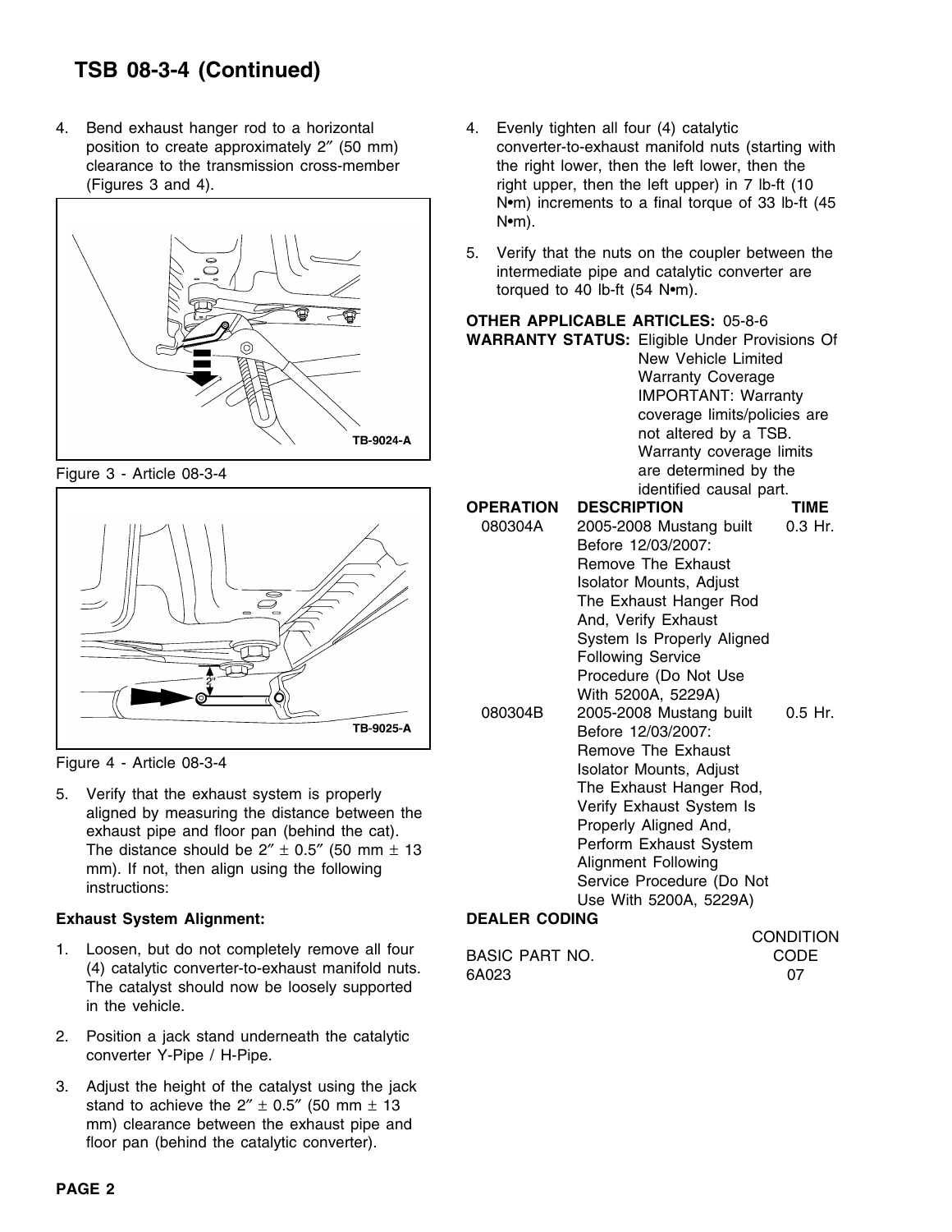# TSB 08-3-4 (Continued)

4. Bend exhaust hanger rod to a horizontal position to create approximately 2″ (50 mm) clearance to the transmission cross-member (Figures 3 and 4).

TB-9024-A

Figure 3 - Article 08-3-4

2″

TB-9025-A

Figure 4 - Article 08-3-4

5. Verify that the exhaust system is properly aligned by measuring the distance between the exhaust pipe and floor pan (behind the cat). The distance should be 2″ ± 0.5″ (50 mm ± 13 mm). If not, then align using the following instructions:

**Exhaust System Alignment:**

1. Loosen, but do not completely remove all four (4) catalytic converter-to-exhaust manifold nuts. The catalyst should now be loosely supported in the vehicle.
2. Position a jack stand underneath the catalytic converter Y-Pipe / H-Pipe.
3. Adjust the height of the catalyst using the jack stand to achieve the 2″ ± 0.5″ (50 mm ± 13 mm) clearance between the exhaust pipe and floor pan (behind the catalytic converter).
4. Evenly tighten all four (4) catalytic converter-to-exhaust manifold nuts (starting with the right lower, then the left lower, then the right upper, then the left upper) in 7 lb-ft (10 N•m) increments to a final torque of 33 lb-ft (45 N•m).
5. Verify that the nuts on the coupler between the intermediate pipe and catalytic converter are torqued to 40 lb-ft (54 N•m).

**OTHER APPLICABLE ARTICLES:** 05-8-6

**WARRANTY STATUS:** Eligible Under Provisions Of New Vehicle Limited Warranty Coverage
IMPORTANT: Warranty coverage limits/policies are not altered by a TSB. Warranty coverage limits are determined by the identified causal part.

| OPERATION | DESCRIPTION | TIME |
|---|---|---|
| 080304A | 2005-2008 Mustang built Before 12/03/2007: Remove The Exhaust Isolator Mounts, Adjust The Exhaust Hanger Rod And, Verify Exhaust System Is Properly Aligned Following Service Procedure (Do Not Use With 5200A, 5229A) | 0.3 Hr. |
| 080304B | 2005-2008 Mustang built Before 12/03/2007: Remove The Exhaust Isolator Mounts, Adjust The Exhaust Hanger Rod, Verify Exhaust System Is Properly Aligned And, Perform Exhaust System Alignment Following Service Procedure (Do Not Use With 5200A, 5229A) | 0.5 Hr. |

**DEALER CODING**

| BASIC PART NO. | CONDITION CODE |
|---|---|
| 6A023 | 07 |